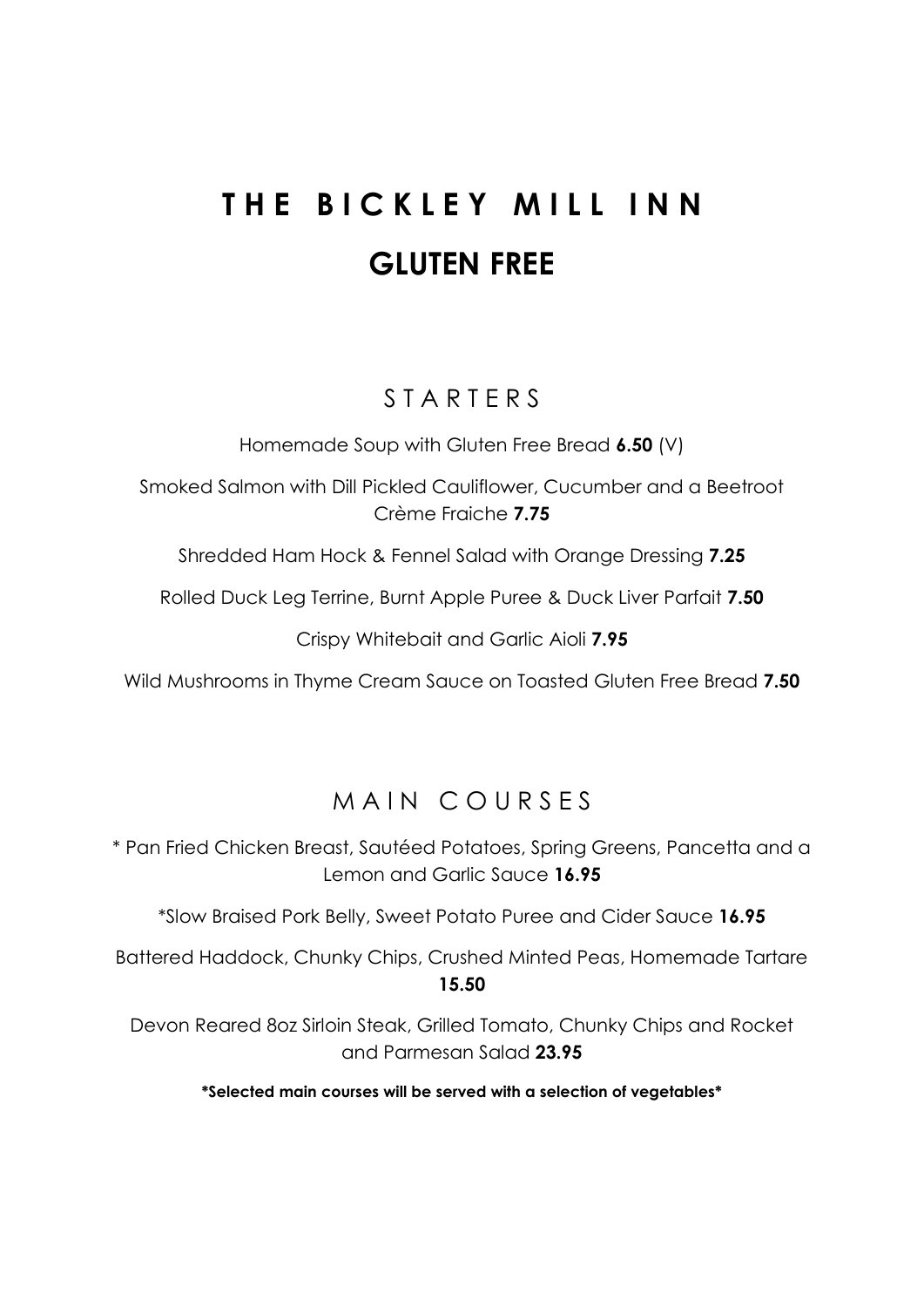# THE BICKLEY MILL INN

# GLUTEN FREE

## STARTERS

Homemade Soup with Gluten Free Bread **6.50** (V)

Smoked Salmon with Dill Pickled Cauliflower, Cucumber and a Beetroot Crème Fraiche **7.75**

Shredded Ham Hock & Fennel Salad with Orange Dressing **7.25**

Rolled Duck Leg Terrine, Burnt Apple Puree & Duck Liver Parfait **7.50**

Crispy Whitebait and Garlic Aioli **7.95**

Wild Mushrooms in Thyme Cream Sauce on Toasted Gluten Free Bread **7.50**

## MAIN COURSES

* Pan Fried Chicken Breast, Sautéed Potatoes, Spring Greens, Pancetta and a Lemon and Garlic Sauce **16.95**

*Slow Braised Pork Belly, Sweet Potato Puree and Cider Sauce **16.95**

Battered Haddock, Chunky Chips, Crushed Minted Peas, Homemade Tartare **15.50**

Devon Reared 8oz Sirloin Steak, Grilled Tomato, Chunky Chips and Rocket and Parmesan Salad **23.95**

**\*Selected main courses will be served with a selection of vegetables\***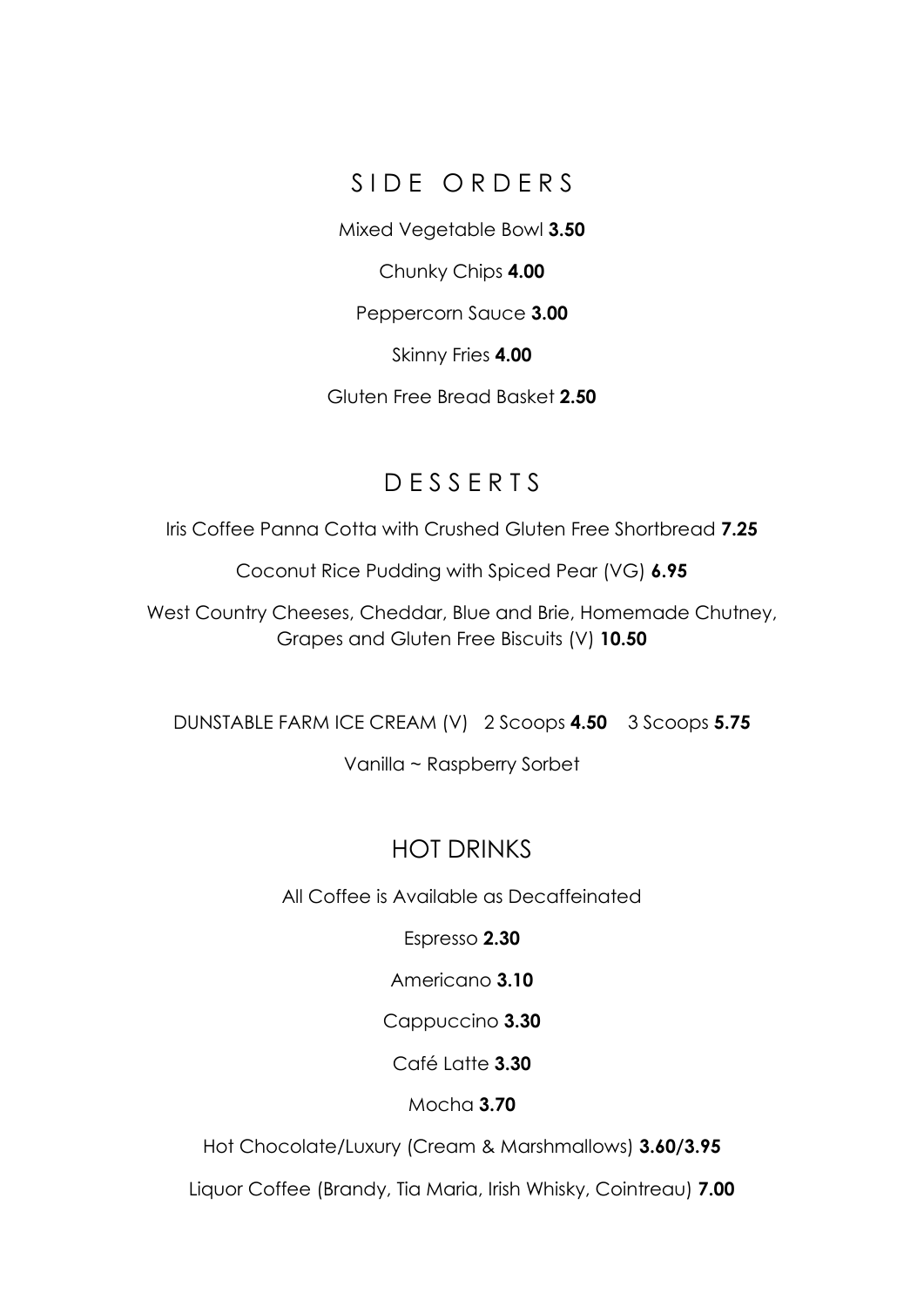## SIDE ORDERS

Mixed Vegetable Bowl **3.50**

Chunky Chips **4.00**

Peppercorn Sauce **3.00**

Skinny Fries **4.00**

Gluten Free Bread Basket **2.50**

## DESSERTS

Iris Coffee Panna Cotta with Crushed Gluten Free Shortbread **7.25**

Coconut Rice Pudding with Spiced Pear (VG) **6.95**

West Country Cheeses, Cheddar, Blue and Brie, Homemade Chutney, Grapes and Gluten Free Biscuits (V) **10.50**

DUNSTABLE FARM ICE CREAM (V) 2 Scoops **4.50** 3 Scoops **5.75**

Vanilla ~ Raspberry Sorbet

## HOT DRINKS

All Coffee is Available as Decaffeinated

Espresso **2.30**

Americano **3.10**

Cappuccino **3.30**

Café Latte **3.30**

Mocha **3.70**

Hot Chocolate/Luxury (Cream & Marshmallows) **3.60/3.95**

Liquor Coffee (Brandy, Tia Maria, Irish Whisky, Cointreau) **7.00**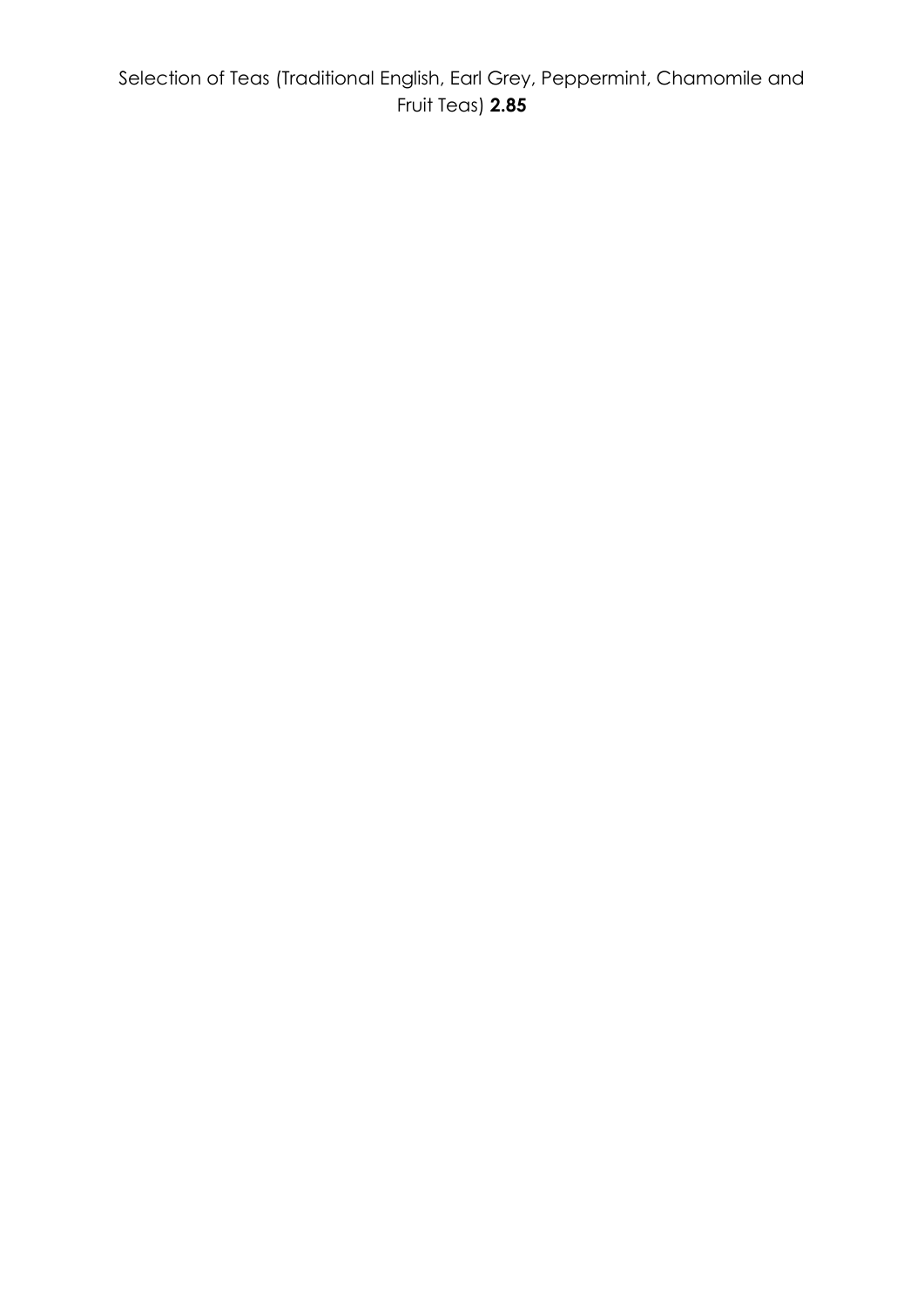Selection of Teas (Traditional English, Earl Grey, Peppermint, Chamomile and Fruit Teas) **2.85**